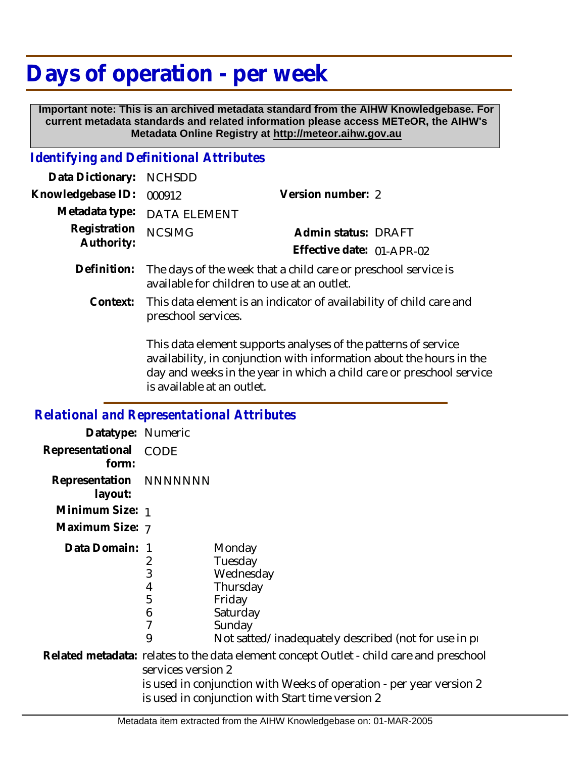# Days of operation - per week

**Important note: This is an archived metadata standard from the AIHW Knowledgebase. For current metadata standards and related information please access METeOR, the AIHW's Metadata Online Registry at http://meteor.aihw.gov.au**

## Identifying and Definitional Attributes

**Data Dictionary:** NCHSDD

**Knowledgebase ID:** 000912 **Version number:** 2

**Metadata type:** DATA ELEMENT

**Registration Authority:** NCSIMG **Admin status:** DRAFT

**Effective date:** 01-APR-02

**Definition:** The days of the week that a child care or preschool service is available for children to use at an outlet.

**Context:** This data element is an indicator of availability of child care and preschool services.

This data element supports analyses of the patterns of service availability, in conjunction with information about the hours in the day and weeks in the year in which a child care or preschool service is available at an outlet.

## Relational and Representational Attributes

**Datatype:** Numeric

**Representational form:** CODE

**Representation layout:** NNNNNNN

**Minimum Size:** 1

**Maximum Size:** 7

**Data Domain:**

| Code | Description |
|---|---|
| 1 | Monday |
| 2 | Tuesday |
| 3 | Wednesday |
| 4 | Thursday |
| 5 | Friday |
| 6 | Saturday |
| 7 | Sunday |
| 9 | Not satted/inadequately described (not for use in pı |

**Related metadata:** relates to the data element concept Outlet - child care and preschool services version 2
is used in conjunction with Weeks of operation - per year version 2
is used in conjunction with Start time version 2

Metadata item extracted from the AIHW Knowledgebase on: 01-MAR-2005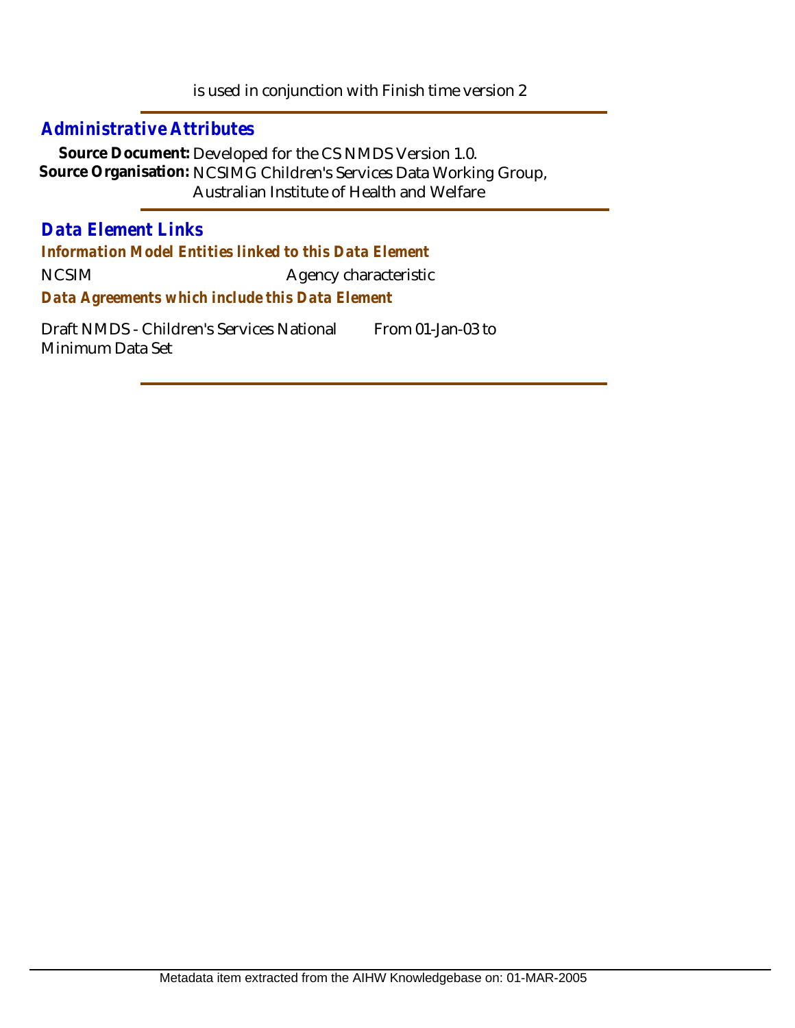is used in conjunction with Finish time version 2

## Administrative Attributes

**Source Document:** Developed for the CS NMDS Version 1.0.

**Source Organisation:** NCSIMG Children's Services Data Working Group, Australian Institute of Health and Welfare

## Data Element Links

### Information Model Entities linked to this Data Element

| | |
|---|---|
| NCSIM | Agency characteristic |

### Data Agreements which include this Data Element

| | |
|---|---|
| Draft NMDS - Children's Services National Minimum Data Set | From 01-Jan-03 to |

Metadata item extracted from the AIHW Knowledgebase on: 01-MAR-2005